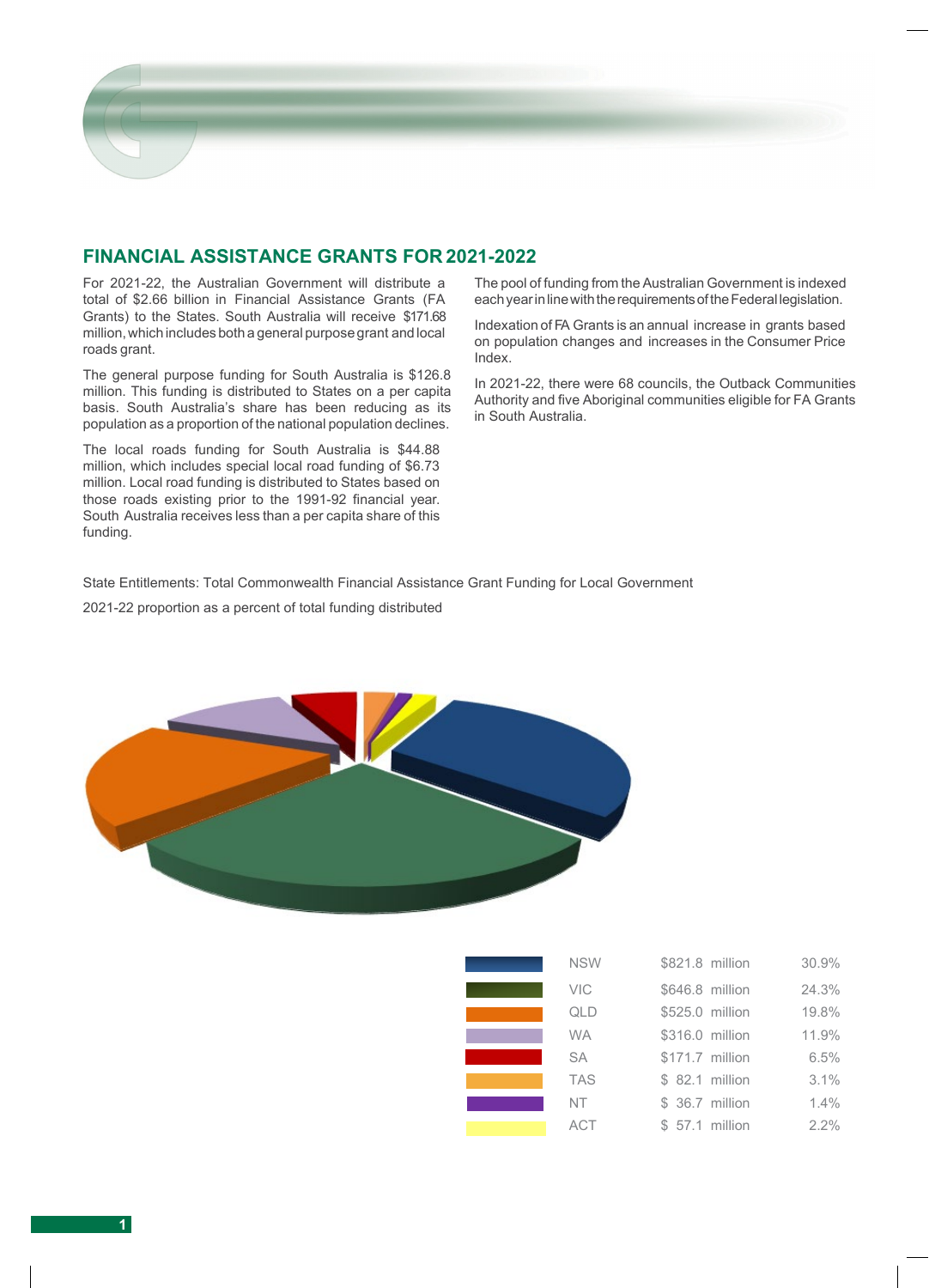## FINANCIAL ASSISTANCE GRANTS FOR 2021-2022

For 2021-22, the Australian Government will distribute a total of $2.66 billion in Financial Assistance Grants (FA Grants) to the States. South Australia will receive $171.68 million, which includes both a general purpose grant and local roads grant.

The general purpose funding for South Australia is $126.8 million. This funding is distributed to States on a per capita basis. South Australia's share has been reducing as its population as a proportion of the national population declines.

The local roads funding for South Australia is $44.88 million, which includes special local road funding of $6.73 million. Local road funding is distributed to States based on those roads existing prior to the 1991-92 financial year. South Australia receives less than a per capita share of this funding.

The pool of funding from the Australian Government is indexed each year in line with the requirements of the Federal legislation.

Indexation of FA Grants is an annual increase in grants based on population changes and increases in the Consumer Price Index.

In 2021-22, there were 68 councils, the Outback Communities Authority and five Aboriginal communities eligible for FA Grants in South Australia.

State Entitlements: Total Commonwealth Financial Assistance Grant Funding for Local Government

2021-22 proportion as a percent of total funding distributed

| State | Funding | Percent |
|---|---|---|
| NSW | $821.8 million | 30.9% |
| VIC | $646.8 million | 24.3% |
| QLD | $525.0 million | 19.8% |
| WA | $316.0 million | 11.9% |
| SA | $171.7 million | 6.5% |
| TAS | $ 82.1 million | 3.1% |
| NT | $ 36.7 million | 1.4% |
| ACT | $ 57.1 million | 2.2% |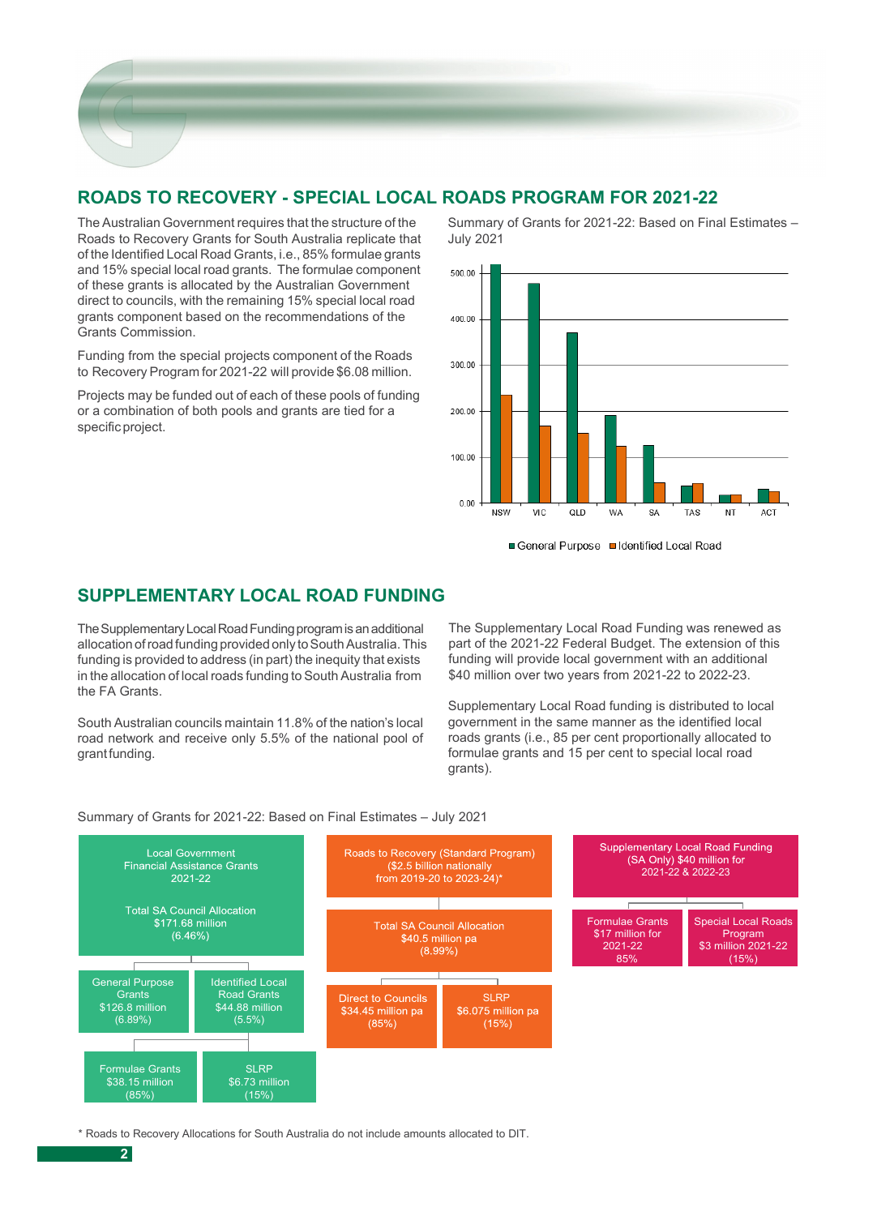## ROADS TO RECOVERY - SPECIAL LOCAL ROADS PROGRAM FOR 2021-22

The Australian Government requires that the structure of the Roads to Recovery Grants for South Australia replicate that of the Identified Local Road Grants, i.e., 85% formulae grants and 15% special local road grants. The formulae component of these grants is allocated by the Australian Government direct to councils, with the remaining 15% special local road grants component based on the recommendations of the Grants Commission.

Funding from the special projects component of the Roads to Recovery Program for 2021-22 will provide $6.08 million.

Projects may be funded out of each of these pools of funding or a combination of both pools and grants are tied for a specific project.

Summary of Grants for 2021-22: Based on Final Estimates – July 2021

500.00
400.00
300.00
200.00
100.00
0.00

NSW VIC QLD WA SA TAS NT ACT

General Purpose
Identified Local Road

## SUPPLEMENTARY LOCAL ROAD FUNDING

The Supplementary Local Road Funding program is an additional allocation of road funding provided only to South Australia. This funding is provided to address (in part) the inequity that exists in the allocation of local roads funding to South Australia from the FA Grants.

South Australian councils maintain 11.8% of the nation's local road network and receive only 5.5% of the national pool of grant funding.

The Supplementary Local Road Funding was renewed as part of the 2021-22 Federal Budget. The extension of this funding will provide local government with an additional $40 million over two years from 2021-22 to 2022-23.

Supplementary Local Road funding is distributed to local government in the same manner as the identified local roads grants (i.e., 85 per cent proportionally allocated to formulae grants and 15 per cent to special local road grants).

Summary of Grants for 2021-22: Based on Final Estimates – July 2021

Local Government Financial Assistance Grants 2021-22

Total SA Council Allocation $171.68 million (6.46%)

General Purpose Grants $126.8 million (6.89%)

Identified Local Road Grants $44.88 million (5.5%)

Formulae Grants $38.15 million (85%)

SLRP $6.73 million (15%)

Roads to Recovery (Standard Program) ($2.5 billion nationally from 2019-20 to 2023-24)*

Total SA Council Allocation $40.5 million pa (8.99%)

Direct to Councils $34.45 million pa (85%)

SLRP $6.075 million pa (15%)

Supplementary Local Road Funding (SA Only) $40 million for 2021-22 & 2022-23

Formulae Grants $17 million for 2021-22 85%

Special Local Roads Program $3 million 2021-22 (15%)

\* Roads to Recovery Allocations for South Australia do not include amounts allocated to DIT.